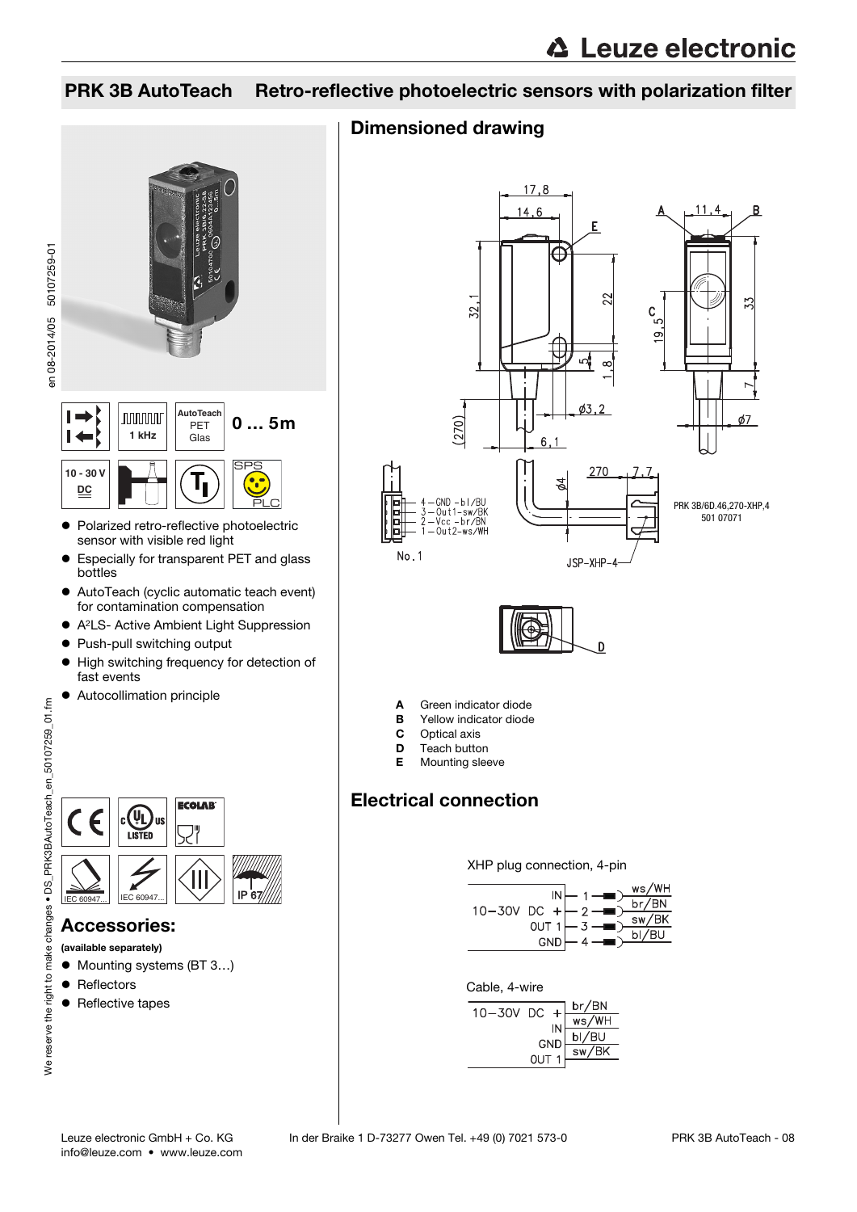# PRK 3B AutoTeach Retro-reflective photoelectric sensors with polarization filter

1 kHz

AutoTeach PET Glas

0 … 5m

10 - 30 V DC

- Polarized retro-reflective photoelectric sensor with visible red light
- Especially for transparent PET and glass bottles
- AutoTeach (cyclic automatic teach event) for contamination compensation
- A²LS- Active Ambient Light Suppression
- Push-pull switching output
- High switching frequency for detection of fast events
- Autocollimation principle

IP 67

## Accessories:

**(available separately)**

- Mounting systems (BT 3…)
- Reflectors
- Reflective tapes

## Dimensioned drawing

4 – GND – bl/BU
3 – Out1 – sw/BK
2 – Vcc – br/BN
1 – Out2 – ws/WH

No.1

JSP-XHP-4

PRK 3B/6D.46,270-XHP,4
501 07071

- **A** Green indicator diode
- **B** Yellow indicator diode
- **C** Optical axis
- **D** Teach button
- **E** Mounting sleeve

## Electrical connection

XHP plug connection, 4-pin

| | Pin | Wire |
|---|---|---|
| IN | 1 | ws/WH |
| 10–30V DC + | 2 | br/BN |
| OUT 1 | 3 | sw/BK |
| GND | 4 | bl/BU |

Cable, 4-wire

| | Wire |
|---|---|
| 10–30V DC + | br/BN |
| IN | ws/WH |
| GND | bl/BU |
| OUT 1 | sw/BK |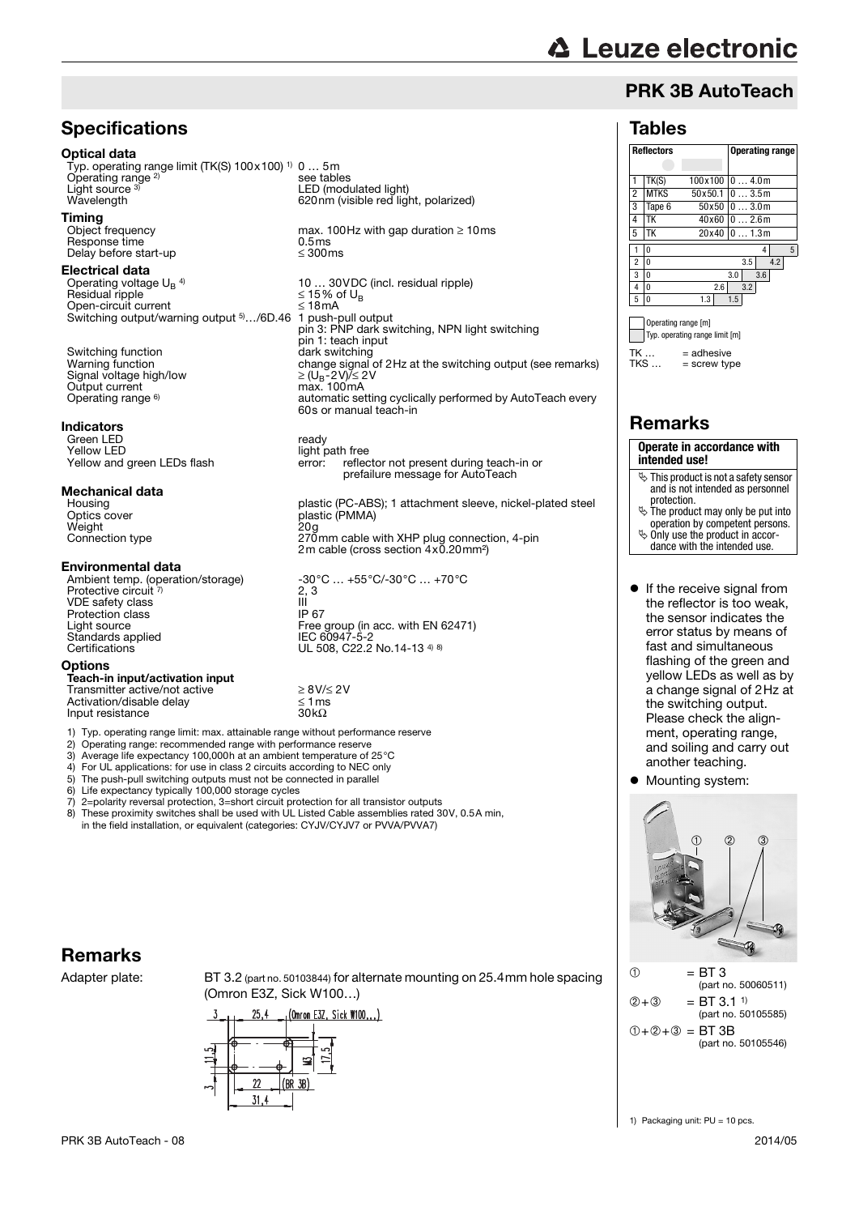## PRK 3B AutoTeach

# Specifications

### Optical data

| | |
|---|---|
| Typ. operating range limit (TK(S) 100x100) [1] | 0 … 5m |
| Operating range [2] | see tables |
| Light source [3] | LED (modulated light) |
| Wavelength | 620nm (visible red light, polarized) |

### Timing

| | |
|---|---|
| Object frequency | max. 100Hz with gap duration ≥ 10ms |
| Response time | 0.5ms |
| Delay before start-up | ≤ 300ms |

### Electrical data

| | |
|---|---|
| Operating voltage $U_B$ [4] | 10 … 30VDC (incl. residual ripple) |
| Residual ripple | ≤ 15% of $U_B$ |
| Open-circuit current | ≤ 18mA |
| Switching output/warning output [5]…/6D.46 | 1 push-pull output<br>pin 3: PNP dark switching, NPN light switching<br>pin 1: teach input |
| Switching function | dark switching |
| Warning function | change signal of 2Hz at the switching output (see remarks) |
| Signal voltage high/low | ≥ ($U_B$-2V)/≤ 2V |
| Output current | max. 100mA |
| Operating range [6] | automatic setting cyclically performed by AutoTeach every 60s or manual teach-in |

### Indicators

| | |
|---|---|
| Green LED | ready |
| Yellow LED | light path free |
| Yellow and green LEDs flash | error: reflector not present during teach-in or prefailure message for AutoTeach |

### Mechanical data

| | |
|---|---|
| Housing | plastic (PC-ABS); 1 attachment sleeve, nickel-plated steel |
| Optics cover | plastic (PMMA) |
| Weight | 20g |
| Connection type | 270mm cable with XHP plug connection, 4-pin<br>2m cable (cross section 4x0.20mm²) |

### Environmental data

| | |
|---|---|
| Ambient temp. (operation/storage) | -30°C … +55°C/-30°C … +70°C |
| Protective circuit [7] | 2, 3 |
| VDE safety class | III |
| Protection class | IP 67 |
| Light source | Free group (in acc. with EN 62471) |
| Standards applied | IEC 60947-5-2 |
| Certifications | UL 508, C22.2 No.14-13 [4] [8] |

### Options

**Teach-in input/activation input**

| | |
|---|---|
| Transmitter active/not active | ≥ 8V/≤ 2V |
| Activation/disable delay | ≤ 1ms |
| Input resistance | 30kΩ |

1) Typ. operating range limit: max. attainable range without performance reserve
2) Operating range: recommended range with performance reserve
3) Average life expectancy 100,000h at an ambient temperature of 25°C
4) For UL applications: for use in class 2 circuits according to NEC only
5) The push-pull switching outputs must not be connected in parallel
6) Life expectancy typically 100,000 storage cycles
7) 2=polarity reversal protection, 3=short circuit protection for all transistor outputs
8) These proximity switches shall be used with UL Listed Cable assemblies rated 30V, 0.5A min, in the field installation, or equivalent (categories: CYJV/CYJV7 or PVVA/PVVA7)

# Remarks

Adapter plate: BT 3.2 (part no. 50103844) for alternate mounting on 25.4mm hole spacing (Omron E3Z, Sick W100…)

# Tables

| | Reflectors | | Operating range |
|---|---|---|---|
| 1 | TK(S) | 100x100 | 0 … 4.0m |
| 2 | MTKS | 50x50.1 | 0 … 3.5m |
| 3 | Tape 6 | 50x50 | 0 … 3.0m |
| 4 | TK | 40x60 | 0 … 2.6m |
| 5 | TK | 20x40 | 0 … 1.3m |

| | Operating range [m] | Typ. operating range limit [m] |
|---|---|---|
| 1 | 0 … 4 | 5 |
| 2 | 0 … 3.5 | 4.2 |
| 3 | 0 … 3.0 | 3.6 |
| 4 | 0 … 2.6 | 3.2 |
| 5 | 0 … 1.3 | 1.5 |

TK … = adhesive
TKS … = screw type

# Remarks

**Operate in accordance with intended use!**

- This product is not a safety sensor and is not intended as personnel protection.
- The product may only be put into operation by competent persons.
- Only use the product in accordance with the intended use.

- If the receive signal from the reflector is too weak, the sensor indicates the error status by means of fast and simultaneous flashing of the green and yellow LEDs as well as by a change signal of 2Hz at the switching output. Please check the alignment, operating range, and soiling and carry out another teaching.
- Mounting system:

① = BT 3 (part no. 50060511)
②+③ = BT 3.1 [1] (part no. 50105585)
①+②+③ = BT 3B (part no. 50105546)

1) Packaging unit: PU = 10 pcs.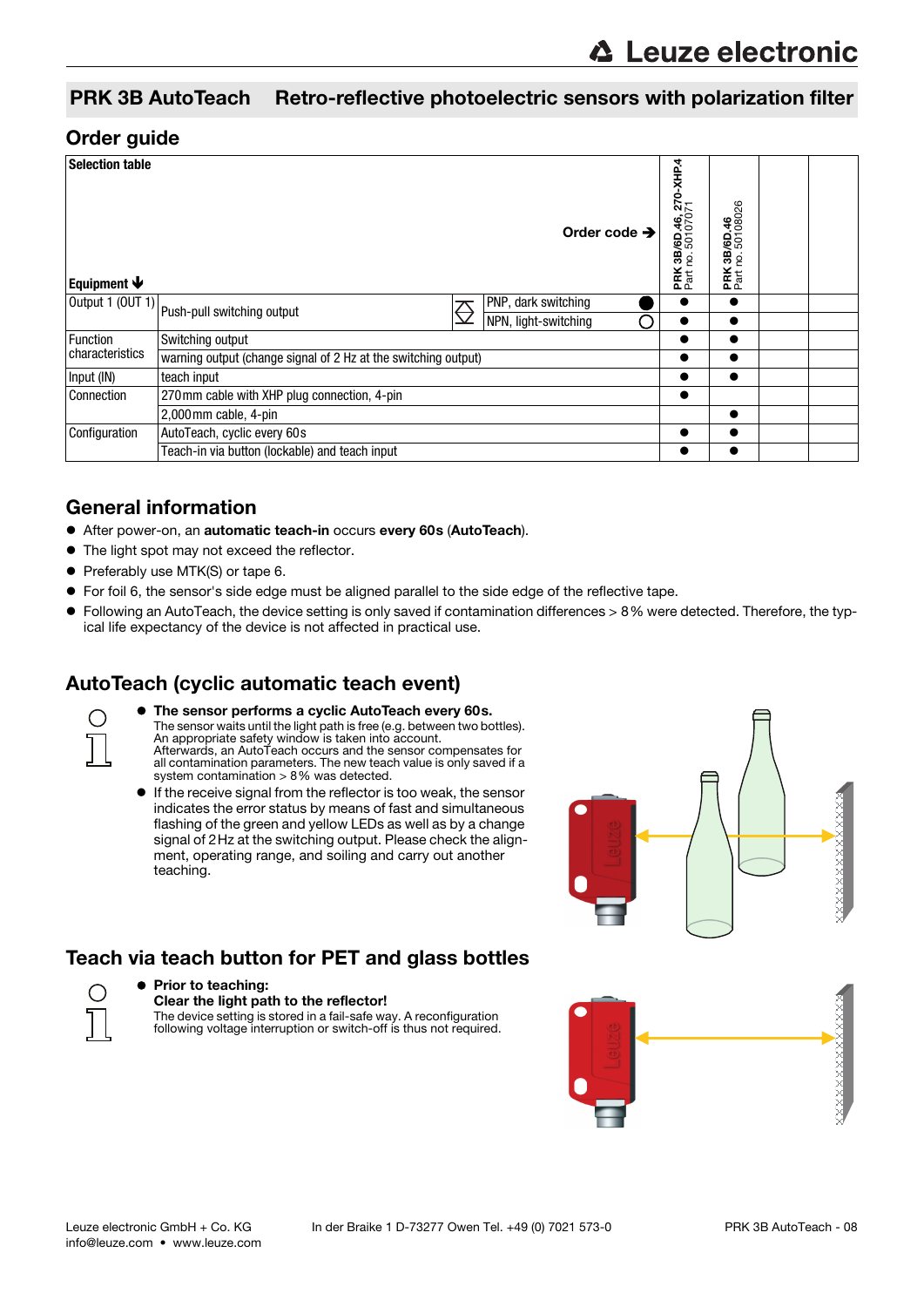# PRK 3B AutoTeach Retro-reflective photoelectric sensors with polarization filter

## Order guide

| Selection table | | | Order code ➔ | PRK 3B/6D.46, 270-XHP,4 Part no. 50107071 | PRK 3B/6D.46 Part no. 50108026 | | |
|---|---|---|---|---|---|---|---|
| **Equipment ⬇** | | | | | | | |
| Output 1 (OUT 1) | Push-pull switching output | | PNP, dark switching ● | ● | ● | | |
| | | | NPN, light-switching ○ | ● | ● | | |
| Function characteristics | Switching output | | | ● | ● | | |
| | warning output (change signal of 2 Hz at the switching output) | | | ● | ● | | |
| Input (IN) | teach input | | | ● | ● | | |
| Connection | 270mm cable with XHP plug connection, 4-pin | | | ● | | | |
| | 2,000mm cable, 4-pin | | | | ● | | |
| Configuration | AutoTeach, cyclic every 60s | | | ● | ● | | |
| | Teach-in via button (lockable) and teach input | | | ● | ● | | |

## General information

- After power-on, an **automatic teach-in** occurs **every 60s** (**AutoTeach**).
- The light spot may not exceed the reflector.
- Preferably use MTK(S) or tape 6.
- For foil 6, the sensor's side edge must be aligned parallel to the side edge of the reflective tape.
- Following an AutoTeach, the device setting is only saved if contamination differences > 8% were detected. Therefore, the typical life expectancy of the device is not affected in practical use.

## AutoTeach (cyclic automatic teach event)

- **The sensor performs a cyclic AutoTeach every 60s.**
  The sensor waits until the light path is free (e.g. between two bottles). An appropriate safety window is taken into account.
  Afterwards, an AutoTeach occurs and the sensor compensates for all contamination parameters. The new teach value is only saved if a system contamination > 8% was detected.
- If the receive signal from the reflector is too weak, the sensor indicates the error status by means of fast and simultaneous flashing of the green and yellow LEDs as well as by a change signal of 2Hz at the switching output. Please check the alignment, operating range, and soiling and carry out another teaching.

## Teach via teach button for PET and glass bottles

- **Prior to teaching:**
  **Clear the light path to the reflector!**
  The device setting is stored in a fail-safe way. A reconfiguration following voltage interruption or switch-off is thus not required.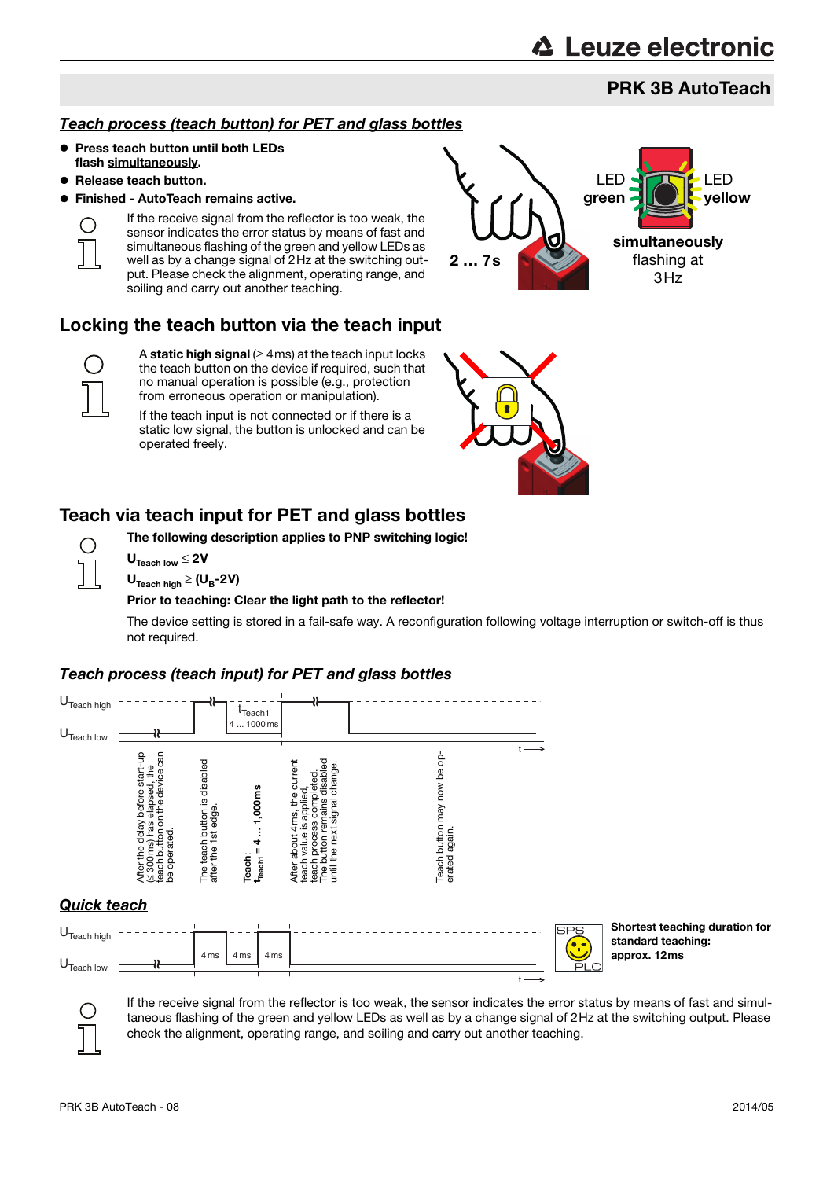## Teach process (teach button) for PET and glass bottles

- **Press teach button until both LEDs flash simultaneously.**
- **Release teach button.**
- **Finished - AutoTeach remains active.**

If the receive signal from the reflector is too weak, the sensor indicates the error status by means of fast and simultaneous flashing of the green and yellow LEDs as well as by a change signal of 2Hz at the switching output. Please check the alignment, operating range, and soiling and carry out another teaching.

2 … 7s

LED green

LED yellow

**simultaneously** flashing at 3Hz

## Locking the teach button via the teach input

A **static high signal** (≥ 4ms) at the teach input locks the teach button on the device if required, such that no manual operation is possible (e.g., protection from erroneous operation or manipulation).

If the teach input is not connected or if there is a static low signal, the button is unlocked and can be operated freely.

## Teach via teach input for PET and glass bottles

**The following description applies to PNP switching logic!**

**$U_{Teach\ low} \leq 2V$**

**$U_{Teach\ high} \geq (U_B\text{-}2V)$**

**Prior to teaching: Clear the light path to the reflector!**

The device setting is stored in a fail-safe way. A reconfiguration following voltage interruption or switch-off is thus not required.

## Teach process (teach input) for PET and glass bottles

$U_{Teach\ high}$

$U_{Teach\ low}$

$t_{Teach1}$

4 … 1000ms

t

After the delay before start-up (≤ 300ms) has elapsed, the teach button on the device can be operated.

The teach button is disabled after the 1st edge.

**Teach:** $t_{Teach1}$ **= 4 … 1,000ms**

After about 4ms, the current teach value is applied, teach process completed. The button remains disabled until the next signal change.

Teach button may now be operated again.

## Quick teach

$U_{Teach\ high}$

$U_{Teach\ low}$

4ms 4ms 4ms

t

SPS

PLC

**Shortest teaching duration for standard teaching: approx. 12ms**

If the receive signal from the reflector is too weak, the sensor indicates the error status by means of fast and simultaneous flashing of the green and yellow LEDs as well as by a change signal of 2Hz at the switching output. Please check the alignment, operating range, and soiling and carry out another teaching.